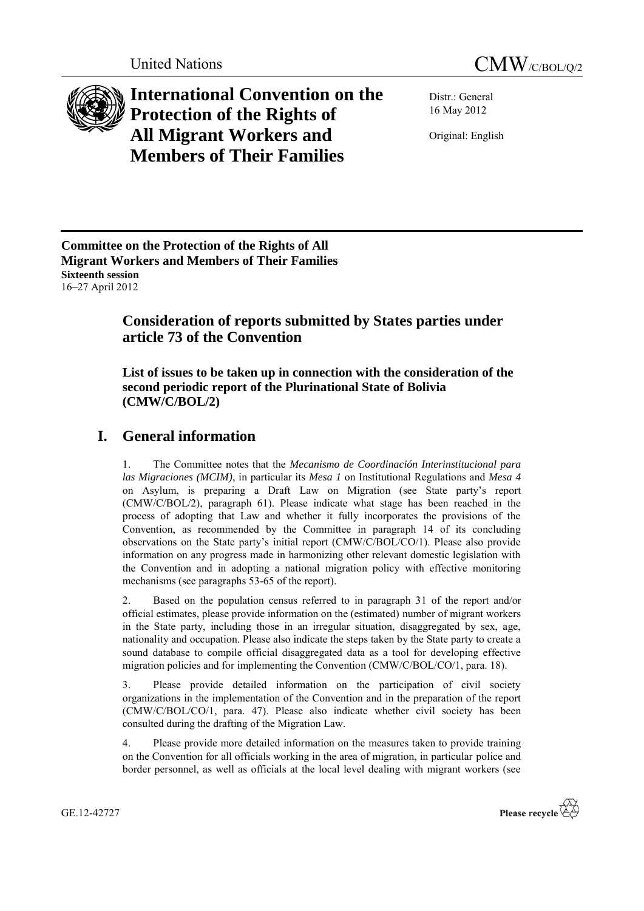United Nations

CMW/C/BOL/Q/2

# International Convention on the Protection of the Rights of All Migrant Workers and Members of Their Families

Distr.: General
16 May 2012

Original: English

**Committee on the Protection of the Rights of All Migrant Workers and Members of Their Families**
**Sixteenth session**
16–27 April 2012

## Consideration of reports submitted by States parties under article 73 of the Convention

### List of issues to be taken up in connection with the consideration of the second periodic report of the Plurinational State of Bolivia (CMW/C/BOL/2)

## I. General information

1. The Committee notes that the *Mecanismo de Coordinación Interinstitucional para las Migraciones (MCIM)*, in particular its *Mesa 1* on Institutional Regulations and *Mesa 4* on Asylum, is preparing a Draft Law on Migration (see State party's report (CMW/C/BOL/2), paragraph 61). Please indicate what stage has been reached in the process of adopting that Law and whether it fully incorporates the provisions of the Convention, as recommended by the Committee in paragraph 14 of its concluding observations on the State party's initial report (CMW/C/BOL/CO/1). Please also provide information on any progress made in harmonizing other relevant domestic legislation with the Convention and in adopting a national migration policy with effective monitoring mechanisms (see paragraphs 53-65 of the report).

2. Based on the population census referred to in paragraph 31 of the report and/or official estimates, please provide information on the (estimated) number of migrant workers in the State party, including those in an irregular situation, disaggregated by sex, age, nationality and occupation. Please also indicate the steps taken by the State party to create a sound database to compile official disaggregated data as a tool for developing effective migration policies and for implementing the Convention (CMW/C/BOL/CO/1, para. 18).

3. Please provide detailed information on the participation of civil society organizations in the implementation of the Convention and in the preparation of the report (CMW/C/BOL/CO/1, para. 47). Please also indicate whether civil society has been consulted during the drafting of the Migration Law.

4. Please provide more detailed information on the measures taken to provide training on the Convention for all officials working in the area of migration, in particular police and border personnel, as well as officials at the local level dealing with migrant workers (see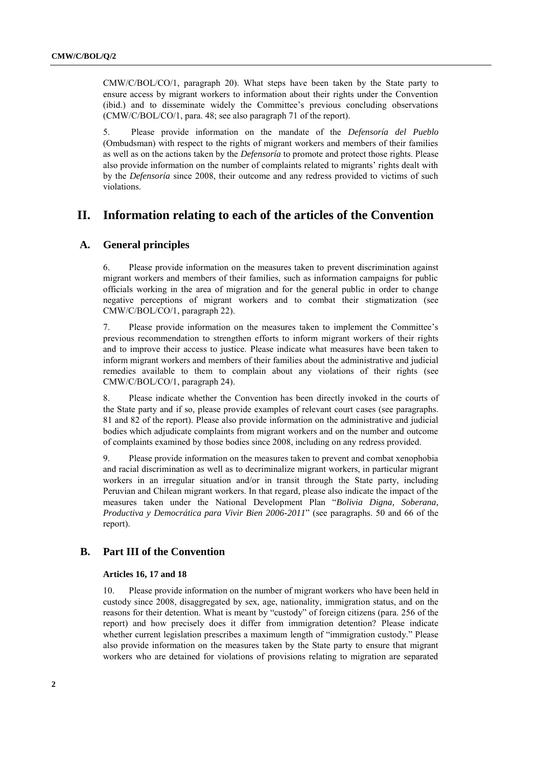CMW/C/BOL/CO/1, paragraph 20). What steps have been taken by the State party to ensure access by migrant workers to information about their rights under the Convention (ibid.) and to disseminate widely the Committee's previous concluding observations (CMW/C/BOL/CO/1, para. 48; see also paragraph 71 of the report).

5. Please provide information on the mandate of the *Defensoría del Pueblo* (Ombudsman) with respect to the rights of migrant workers and members of their families as well as on the actions taken by the *Defensoría* to promote and protect those rights. Please also provide information on the number of complaints related to migrants' rights dealt with by the *Defensoría* since 2008, their outcome and any redress provided to victims of such violations.

# II. Information relating to each of the articles of the Convention

## A. General principles

6. Please provide information on the measures taken to prevent discrimination against migrant workers and members of their families, such as information campaigns for public officials working in the area of migration and for the general public in order to change negative perceptions of migrant workers and to combat their stigmatization (see CMW/C/BOL/CO/1, paragraph 22).

7. Please provide information on the measures taken to implement the Committee's previous recommendation to strengthen efforts to inform migrant workers of their rights and to improve their access to justice. Please indicate what measures have been taken to inform migrant workers and members of their families about the administrative and judicial remedies available to them to complain about any violations of their rights (see CMW/C/BOL/CO/1, paragraph 24).

8. Please indicate whether the Convention has been directly invoked in the courts of the State party and if so, please provide examples of relevant court cases (see paragraphs. 81 and 82 of the report). Please also provide information on the administrative and judicial bodies which adjudicate complaints from migrant workers and on the number and outcome of complaints examined by those bodies since 2008, including on any redress provided.

9. Please provide information on the measures taken to prevent and combat xenophobia and racial discrimination as well as to decriminalize migrant workers, in particular migrant workers in an irregular situation and/or in transit through the State party, including Peruvian and Chilean migrant workers. In that regard, please also indicate the impact of the measures taken under the National Development Plan "*Bolivia Digna, Soberana, Productiva y Democrática para Vivir Bien 2006-2011*" (see paragraphs. 50 and 66 of the report).

## B. Part III of the Convention

### Articles 16, 17 and 18

10. Please provide information on the number of migrant workers who have been held in custody since 2008, disaggregated by sex, age, nationality, immigration status, and on the reasons for their detention. What is meant by "custody" of foreign citizens (para. 256 of the report) and how precisely does it differ from immigration detention? Please indicate whether current legislation prescribes a maximum length of "immigration custody." Please also provide information on the measures taken by the State party to ensure that migrant workers who are detained for violations of provisions relating to migration are separated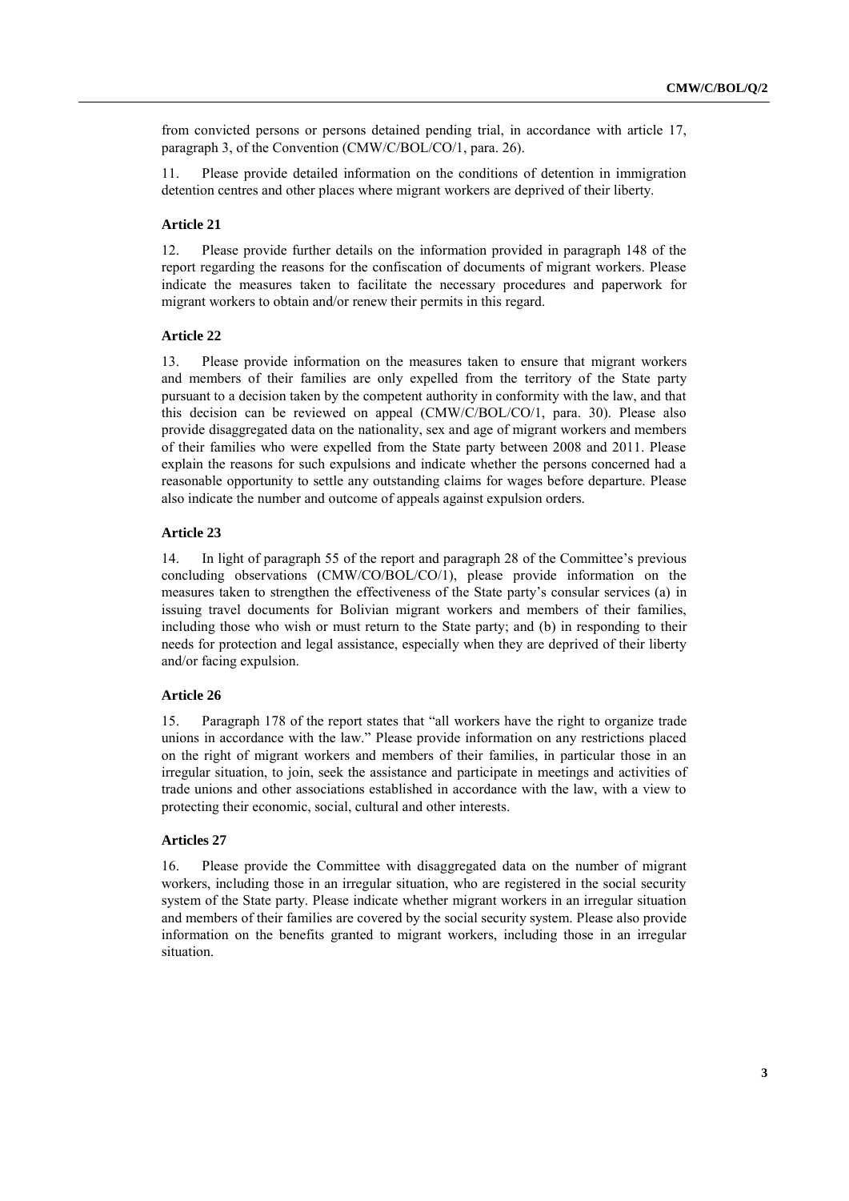from convicted persons or persons detained pending trial, in accordance with article 17, paragraph 3, of the Convention (CMW/C/BOL/CO/1, para. 26).

11. Please provide detailed information on the conditions of detention in immigration detention centres and other places where migrant workers are deprived of their liberty.

### Article 21

12. Please provide further details on the information provided in paragraph 148 of the report regarding the reasons for the confiscation of documents of migrant workers. Please indicate the measures taken to facilitate the necessary procedures and paperwork for migrant workers to obtain and/or renew their permits in this regard.

### Article 22

13. Please provide information on the measures taken to ensure that migrant workers and members of their families are only expelled from the territory of the State party pursuant to a decision taken by the competent authority in conformity with the law, and that this decision can be reviewed on appeal (CMW/C/BOL/CO/1, para. 30). Please also provide disaggregated data on the nationality, sex and age of migrant workers and members of their families who were expelled from the State party between 2008 and 2011. Please explain the reasons for such expulsions and indicate whether the persons concerned had a reasonable opportunity to settle any outstanding claims for wages before departure. Please also indicate the number and outcome of appeals against expulsion orders.

### Article 23

14. In light of paragraph 55 of the report and paragraph 28 of the Committee's previous concluding observations (CMW/CO/BOL/CO/1), please provide information on the measures taken to strengthen the effectiveness of the State party's consular services (a) in issuing travel documents for Bolivian migrant workers and members of their families, including those who wish or must return to the State party; and (b) in responding to their needs for protection and legal assistance, especially when they are deprived of their liberty and/or facing expulsion.

### Article 26

15. Paragraph 178 of the report states that "all workers have the right to organize trade unions in accordance with the law." Please provide information on any restrictions placed on the right of migrant workers and members of their families, in particular those in an irregular situation, to join, seek the assistance and participate in meetings and activities of trade unions and other associations established in accordance with the law, with a view to protecting their economic, social, cultural and other interests.

### Articles 27

16. Please provide the Committee with disaggregated data on the number of migrant workers, including those in an irregular situation, who are registered in the social security system of the State party. Please indicate whether migrant workers in an irregular situation and members of their families are covered by the social security system. Please also provide information on the benefits granted to migrant workers, including those in an irregular situation.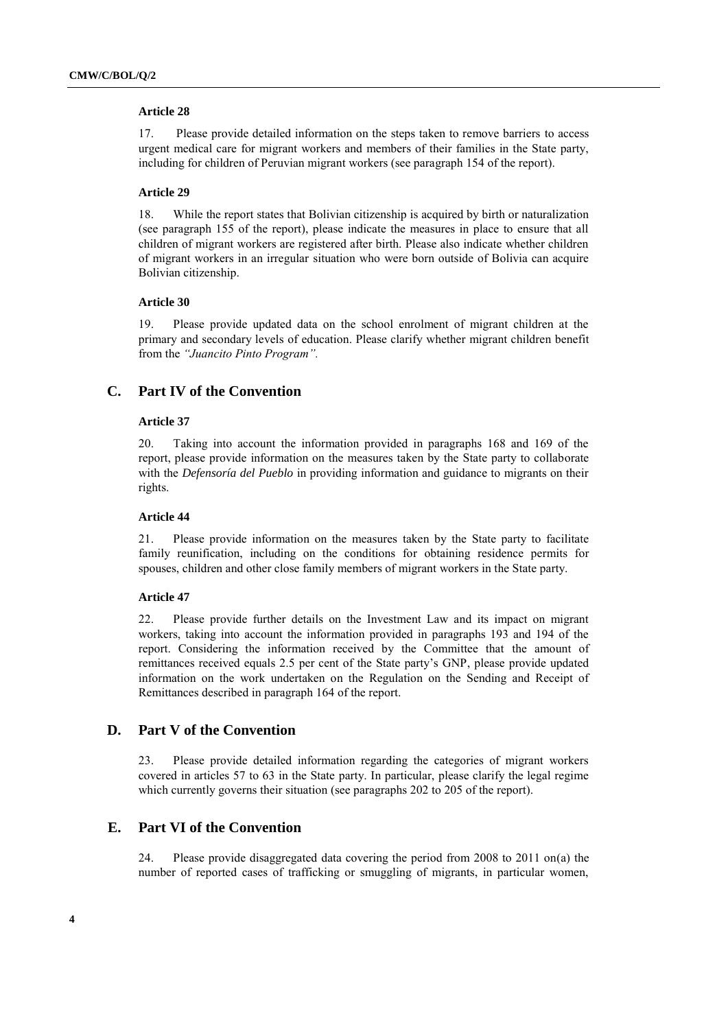### Article 28

17. Please provide detailed information on the steps taken to remove barriers to access urgent medical care for migrant workers and members of their families in the State party, including for children of Peruvian migrant workers (see paragraph 154 of the report).

### Article 29

18. While the report states that Bolivian citizenship is acquired by birth or naturalization (see paragraph 155 of the report), please indicate the measures in place to ensure that all children of migrant workers are registered after birth. Please also indicate whether children of migrant workers in an irregular situation who were born outside of Bolivia can acquire Bolivian citizenship.

### Article 30

19. Please provide updated data on the school enrolment of migrant children at the primary and secondary levels of education. Please clarify whether migrant children benefit from the *"Juancito Pinto Program"*.

## C. Part IV of the Convention

### Article 37

20. Taking into account the information provided in paragraphs 168 and 169 of the report, please provide information on the measures taken by the State party to collaborate with the *Defensoría del Pueblo* in providing information and guidance to migrants on their rights.

### Article 44

21. Please provide information on the measures taken by the State party to facilitate family reunification, including on the conditions for obtaining residence permits for spouses, children and other close family members of migrant workers in the State party.

### Article 47

22. Please provide further details on the Investment Law and its impact on migrant workers, taking into account the information provided in paragraphs 193 and 194 of the report. Considering the information received by the Committee that the amount of remittances received equals 2.5 per cent of the State party's GNP, please provide updated information on the work undertaken on the Regulation on the Sending and Receipt of Remittances described in paragraph 164 of the report.

## D. Part V of the Convention

23. Please provide detailed information regarding the categories of migrant workers covered in articles 57 to 63 in the State party. In particular, please clarify the legal regime which currently governs their situation (see paragraphs 202 to 205 of the report).

## E. Part VI of the Convention

24. Please provide disaggregated data covering the period from 2008 to 2011 on(a) the number of reported cases of trafficking or smuggling of migrants, in particular women,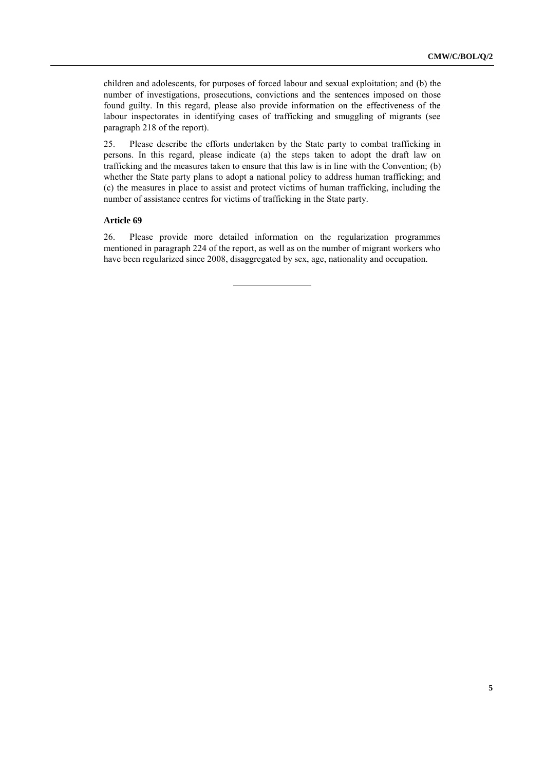children and adolescents, for purposes of forced labour and sexual exploitation; and (b) the number of investigations, prosecutions, convictions and the sentences imposed on those found guilty. In this regard, please also provide information on the effectiveness of the labour inspectorates in identifying cases of trafficking and smuggling of migrants (see paragraph 218 of the report).

25. Please describe the efforts undertaken by the State party to combat trafficking in persons. In this regard, please indicate (a) the steps taken to adopt the draft law on trafficking and the measures taken to ensure that this law is in line with the Convention; (b) whether the State party plans to adopt a national policy to address human trafficking; and (c) the measures in place to assist and protect victims of human trafficking, including the number of assistance centres for victims of trafficking in the State party.

### Article 69

26. Please provide more detailed information on the regularization programmes mentioned in paragraph 224 of the report, as well as on the number of migrant workers who have been regularized since 2008, disaggregated by sex, age, nationality and occupation.